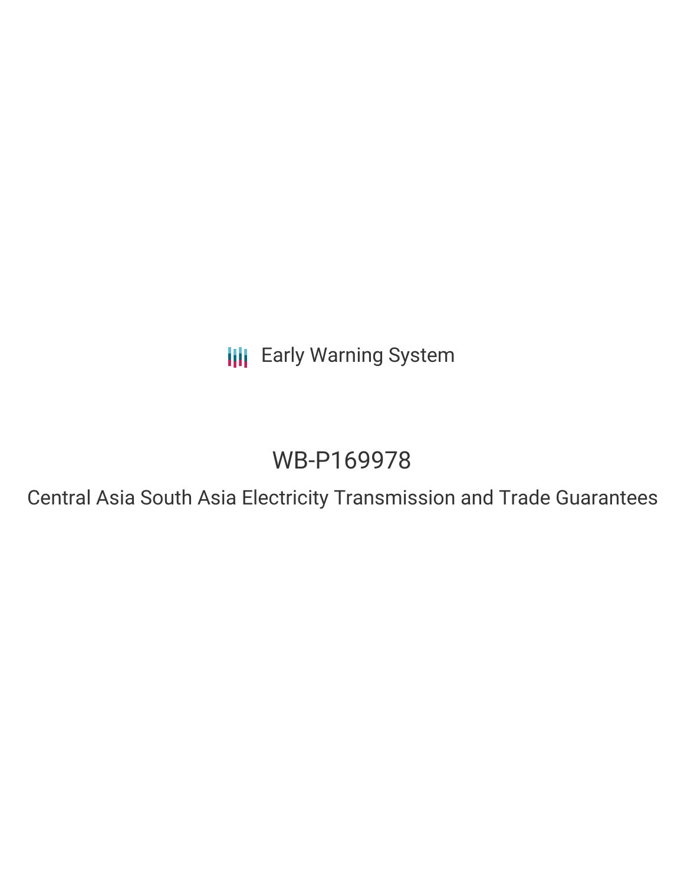Early Warning System

# WB-P169978

## Central Asia South Asia Electricity Transmission and Trade Guarantees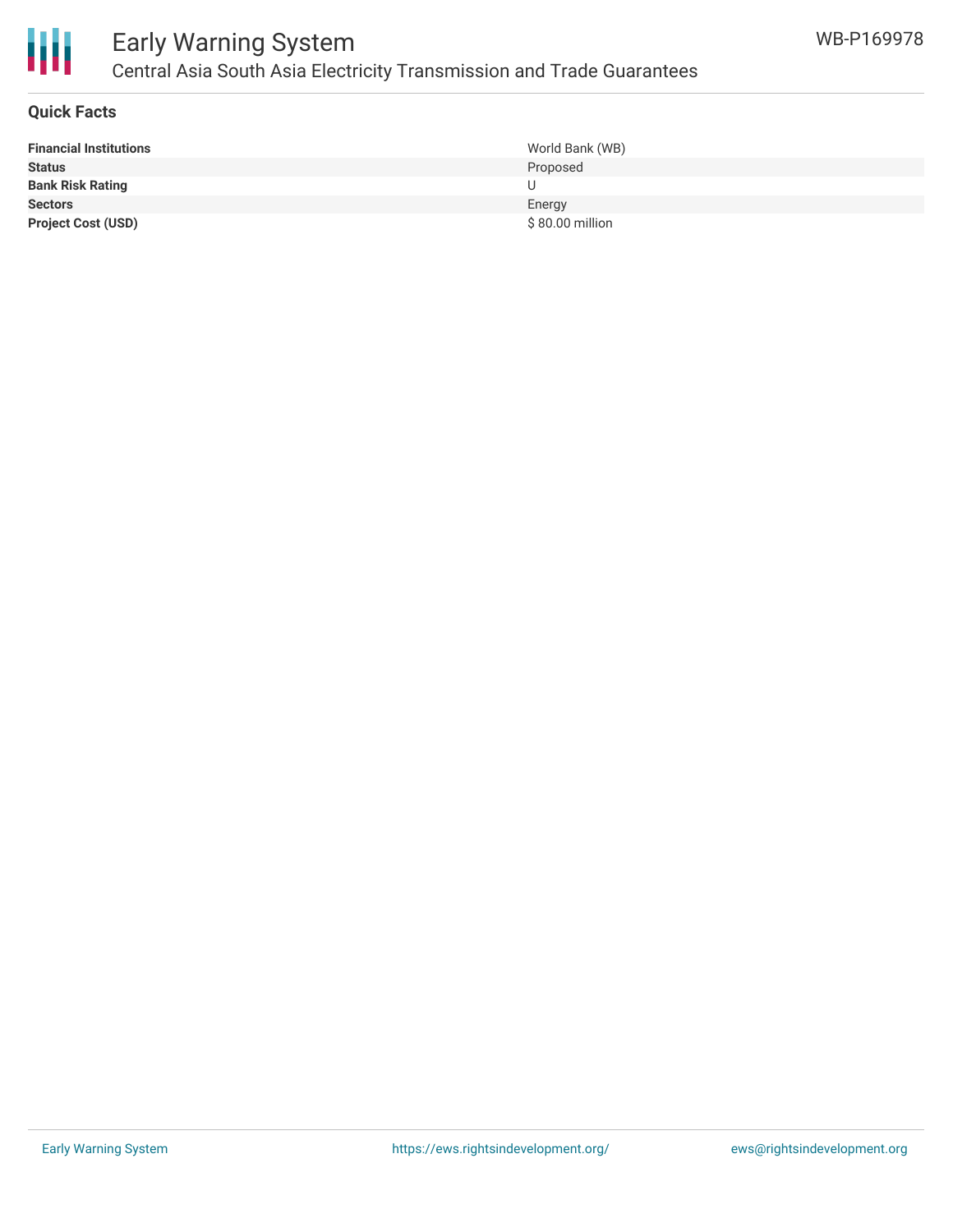## Quick Facts

| | |
|---|---|
| **Financial Institutions** | World Bank (WB) |
| **Status** | Proposed |
| **Bank Risk Rating** | U |
| **Sectors** | Energy |
| **Project Cost (USD)** | $ 80.00 million |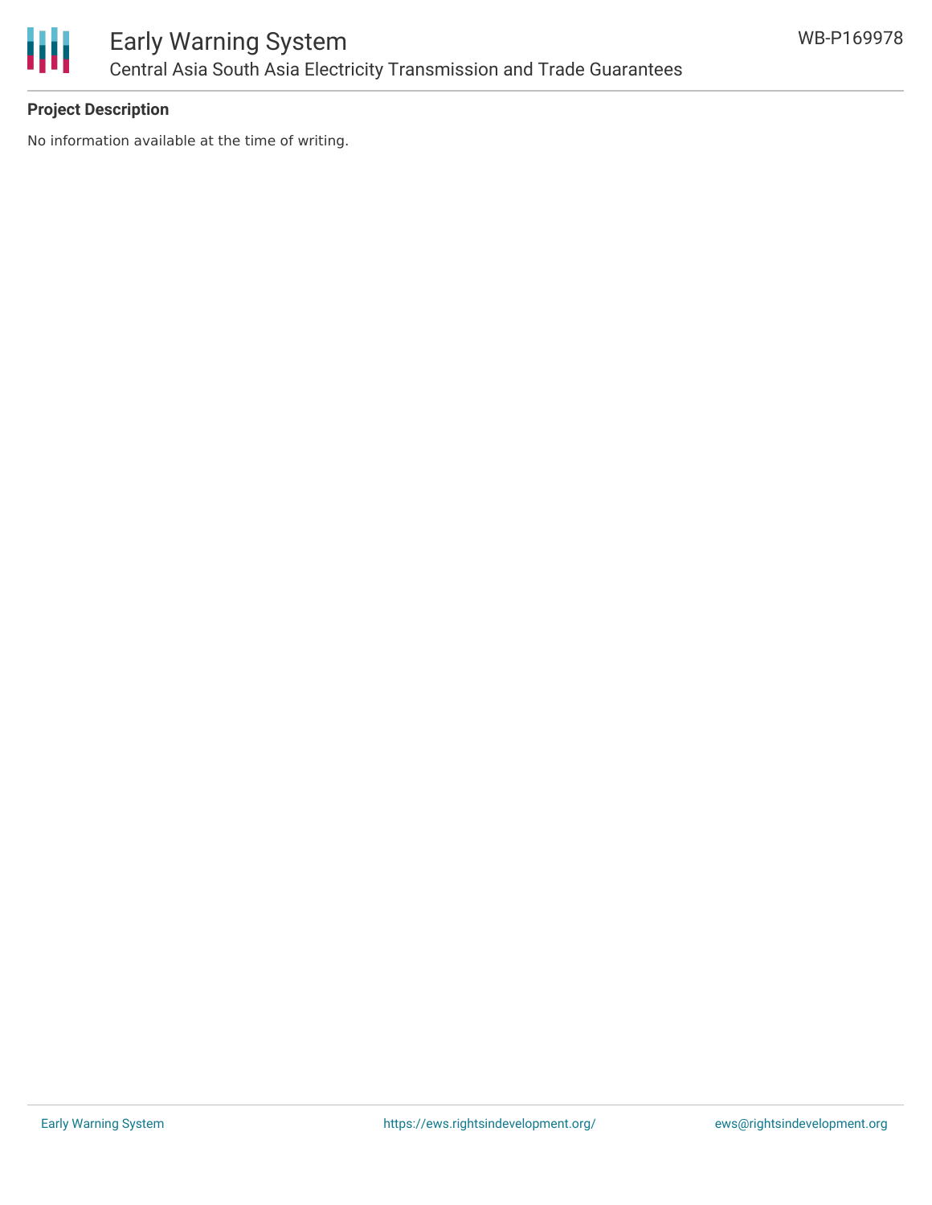**Project Description**

No information available at the time of writing.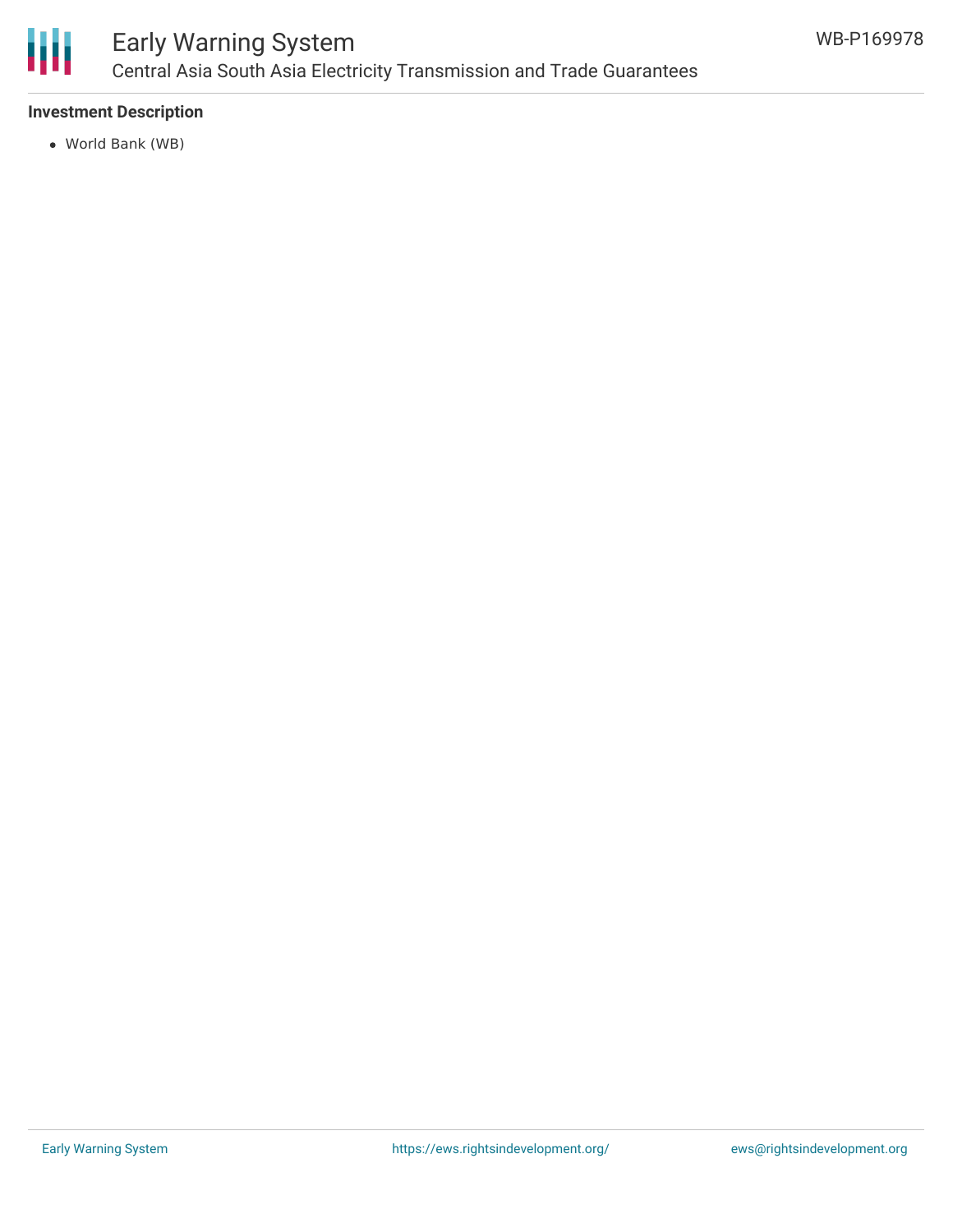### Investment Description

- World Bank (WB)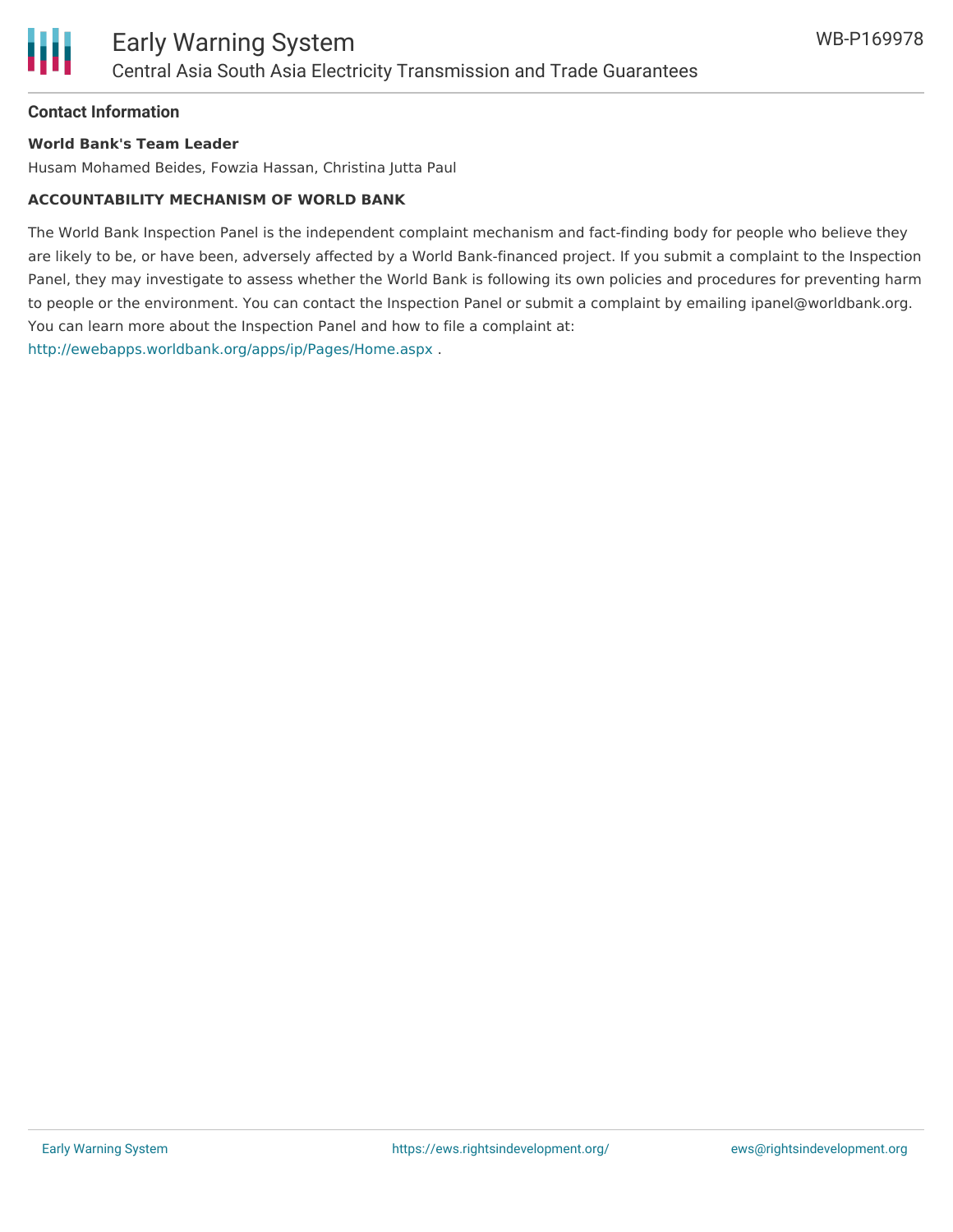## Contact Information

**World Bank's Team Leader**

Husam Mohamed Beides, Fowzia Hassan, Christina Jutta Paul

**ACCOUNTABILITY MECHANISM OF WORLD BANK**

The World Bank Inspection Panel is the independent complaint mechanism and fact-finding body for people who believe they are likely to be, or have been, adversely affected by a World Bank-financed project. If you submit a complaint to the Inspection Panel, they may investigate to assess whether the World Bank is following its own policies and procedures for preventing harm to people or the environment. You can contact the Inspection Panel or submit a complaint by emailing ipanel@worldbank.org. You can learn more about the Inspection Panel and how to file a complaint at: http://ewebapps.worldbank.org/apps/ip/Pages/Home.aspx .